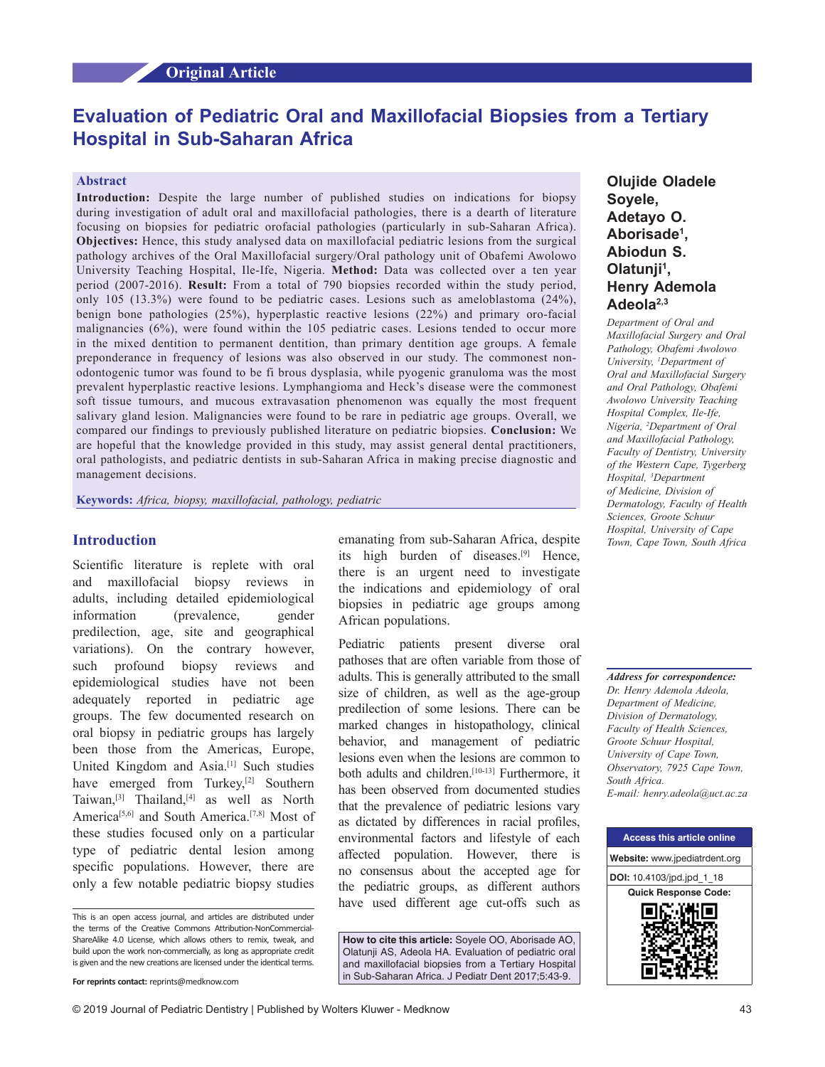Original Article

# Evaluation of Pediatric Oral and Maxillofacial Biopsies from a Tertiary Hospital in Sub-Saharan Africa

**Olujide Oladele Soyele, Adetayo O. Aborisade[1], Abiodun S. Olatunji[1], Henry Ademola Adeola[2,3]**

*Department of Oral and Maxillofacial Surgery and Oral Pathology, Obafemi Awolowo University, [1]Department of Oral and Maxillofacial Surgery and Oral Pathology, Obafemi Awolowo University Teaching Hospital Complex, Ile-Ife, Nigeria, [2]Department of Oral and Maxillofacial Pathology, Faculty of Dentistry, University of the Western Cape, Tygerberg Hospital, [3]Department of Medicine, Division of Dermatology, Faculty of Health Sciences, Groote Schuur Hospital, University of Cape Town, Cape Town, South Africa*

## Abstract

**Introduction:** Despite the large number of published studies on indications for biopsy during investigation of adult oral and maxillofacial pathologies, there is a dearth of literature focusing on biopsies for pediatric orofacial pathologies (particularly in sub-Saharan Africa). **Objectives:** Hence, this study analysed data on maxillofacial pediatric lesions from the surgical pathology archives of the Oral Maxillofacial surgery/Oral pathology unit of Obafemi Awolowo University Teaching Hospital, Ile-Ife, Nigeria. **Method:** Data was collected over a ten year period (2007-2016). **Result:** From a total of 790 biopsies recorded within the study period, only 105 (13.3%) were found to be pediatric cases. Lesions such as ameloblastoma (24%), benign bone pathologies (25%), hyperplastic reactive lesions (22%) and primary oro-facial malignancies (6%), were found within the 105 pediatric cases. Lesions tended to occur more in the mixed dentition to permanent dentition, than primary dentition age groups. A female preponderance in frequency of lesions was also observed in our study. The commonest non-odontogenic tumor was found to be fi brous dysplasia, while pyogenic granuloma was the most prevalent hyperplastic reactive lesions. Lymphangioma and Heck's disease were the commonest soft tissue tumours, and mucous extravasation phenomenon was equally the most frequent salivary gland lesion. Malignancies were found to be rare in pediatric age groups. Overall, we compared our findings to previously published literature on pediatric biopsies. **Conclusion:** We are hopeful that the knowledge provided in this study, may assist general dental practitioners, oral pathologists, and pediatric dentists in sub-Saharan Africa in making precise diagnostic and management decisions.

**Keywords:** *Africa, biopsy, maxillofacial, pathology, pediatric*

## Introduction

Scientific literature is replete with oral and maxillofacial biopsy reviews in adults, including detailed epidemiological information (prevalence, gender predilection, age, site and geographical variations). On the contrary however, such profound biopsy reviews and epidemiological studies have not been adequately reported in pediatric age groups. The few documented research on oral biopsy in pediatric groups has largely been those from the Americas, Europe, United Kingdom and Asia.[1] Such studies have emerged from Turkey,[2] Southern Taiwan,[3] Thailand,[4] as well as North America[5,6] and South America.[7,8] Most of these studies focused only on a particular type of pediatric dental lesion among specific populations. However, there are only a few notable pediatric biopsy studies emanating from sub-Saharan Africa, despite its high burden of diseases.[9] Hence, there is an urgent need to investigate the indications and epidemiology of oral biopsies in pediatric age groups among African populations.

Pediatric patients present diverse oral pathoses that are often variable from those of adults. This is generally attributed to the small size of children, as well as the age-group predilection of some lesions. There can be marked changes in histopathology, clinical behavior, and management of pediatric lesions even when the lesions are common to both adults and children.[10-13] Furthermore, it has been observed from documented studies that the prevalence of pediatric lesions vary as dictated by differences in racial profiles, environmental factors and lifestyle of each affected population. However, there is no consensus about the accepted age for the pediatric groups, as different authors have used different age cut-offs such as

*Address for correspondence:*
Dr. Henry Ademola Adeola,
Department of Medicine,
Division of Dermatology,
Faculty of Health Sciences,
Groote Schuur Hospital,
University of Cape Town,
Observatory, 7925 Cape Town,
South Africa.
E-mail: henry.adeola@uct.ac.za

| Access this article online |
| --- |
| **Website:** www.jpediatrdent.org |
| **DOI:** 10.4103/jpd.jpd_1_18 |
| **Quick Response Code:** |

This is an open access journal, and articles are distributed under the terms of the Creative Commons Attribution-NonCommercial-ShareAlike 4.0 License, which allows others to remix, tweak, and build upon the work non-commercially, as long as appropriate credit is given and the new creations are licensed under the identical terms.

**For reprints contact:** reprints@medknow.com

**How to cite this article:** Soyele OO, Aborisade AO, Olatunji AS, Adeola HA. Evaluation of pediatric oral and maxillofacial biopsies from a Tertiary Hospital in Sub-Saharan Africa. J Pediatr Dent 2017;5:43-9.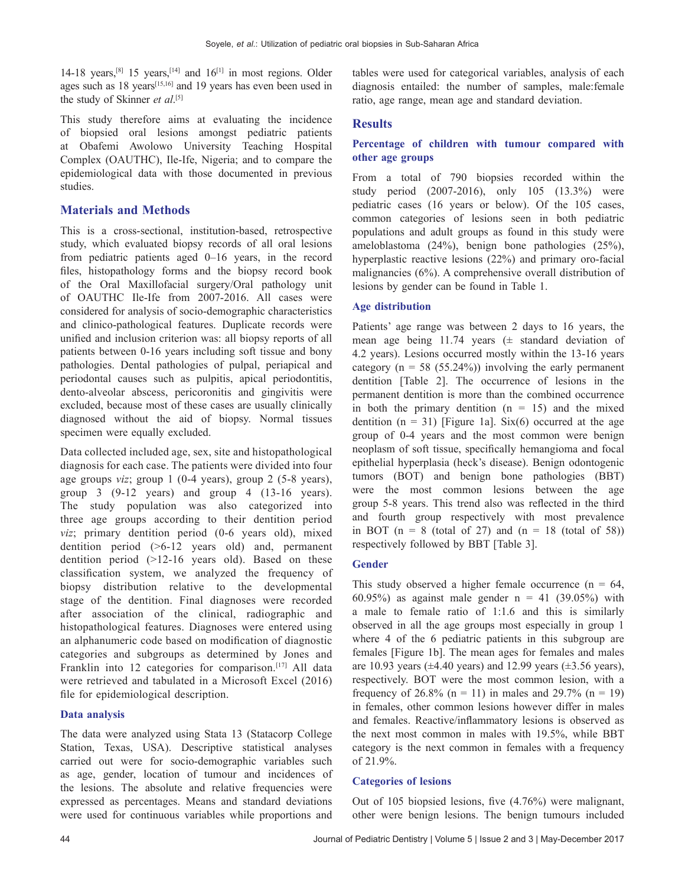14-18 years,[8] 15 years,[14] and 16[1] in most regions. Older ages such as 18 years[15,16] and 19 years has even been used in the study of Skinner *et al*.[5]

This study therefore aims at evaluating the incidence of biopsied oral lesions amongst pediatric patients at Obafemi Awolowo University Teaching Hospital Complex (OAUTHC), Ile-Ife, Nigeria; and to compare the epidemiological data with those documented in previous studies.

## Materials and Methods

This is a cross-sectional, institution-based, retrospective study, which evaluated biopsy records of all oral lesions from pediatric patients aged 0–16 years, in the record files, histopathology forms and the biopsy record book of the Oral Maxillofacial surgery/Oral pathology unit of OAUTHC Ile-Ife from 2007-2016. All cases were considered for analysis of socio-demographic characteristics and clinico-pathological features. Duplicate records were unified and inclusion criterion was: all biopsy reports of all patients between 0-16 years including soft tissue and bony pathologies. Dental pathologies of pulpal, periapical and periodontal causes such as pulpitis, apical periodontitis, dento-alveolar abscess, pericoronitis and gingivitis were excluded, because most of these cases are usually clinically diagnosed without the aid of biopsy. Normal tissues specimen were equally excluded.

Data collected included age, sex, site and histopathological diagnosis for each case. The patients were divided into four age groups *viz*; group 1 (0-4 years), group 2 (5-8 years), group 3 (9-12 years) and group 4 (13-16 years). The study population was also categorized into three age groups according to their dentition period *viz*; primary dentition period (0-6 years old), mixed dentition period (>6-12 years old) and, permanent dentition period (>12-16 years old). Based on these classification system, we analyzed the frequency of biopsy distribution relative to the developmental stage of the dentition. Final diagnoses were recorded after association of the clinical, radiographic and histopathological features. Diagnoses were entered using an alphanumeric code based on modification of diagnostic categories and subgroups as determined by Jones and Franklin into 12 categories for comparison.[17] All data were retrieved and tabulated in a Microsoft Excel (2016) file for epidemiological description.

### Data analysis

The data were analyzed using Stata 13 (Statacorp College Station, Texas, USA). Descriptive statistical analyses carried out were for socio-demographic variables such as age, gender, location of tumour and incidences of the lesions. The absolute and relative frequencies were expressed as percentages. Means and standard deviations were used for continuous variables while proportions and tables were used for categorical variables, analysis of each diagnosis entailed: the number of samples, male:female ratio, age range, mean age and standard deviation.

## Results

### Percentage of children with tumour compared with other age groups

From a total of 790 biopsies recorded within the study period (2007-2016), only 105 (13.3%) were pediatric cases (16 years or below). Of the 105 cases, common categories of lesions seen in both pediatric populations and adult groups as found in this study were ameloblastoma (24%), benign bone pathologies (25%), hyperplastic reactive lesions (22%) and primary oro-facial malignancies (6%). A comprehensive overall distribution of lesions by gender can be found in Table 1.

### Age distribution

Patients' age range was between 2 days to 16 years, the mean age being 11.74 years (± standard deviation of 4.2 years). Lesions occurred mostly within the 13-16 years category (n = 58 (55.24%)) involving the early permanent dentition [Table 2]. The occurrence of lesions in the permanent dentition is more than the combined occurrence in both the primary dentition (n = 15) and the mixed dentition (n = 31) [Figure 1a]. Six(6) occurred at the age group of 0-4 years and the most common were benign neoplasm of soft tissue, specifically hemangioma and focal epithelial hyperplasia (heck's disease). Benign odontogenic tumors (BOT) and benign bone pathologies (BBT) were the most common lesions between the age group 5-8 years. This trend also was reflected in the third and fourth group respectively with most prevalence in BOT (n = 8 (total of 27) and (n = 18 (total of 58)) respectively followed by BBT [Table 3].

### Gender

This study observed a higher female occurrence (n = 64, 60.95%) as against male gender n = 41 (39.05%) with a male to female ratio of 1:1.6 and this is similarly observed in all the age groups most especially in group 1 where 4 of the 6 pediatric patients in this subgroup are females [Figure 1b]. The mean ages for females and males are 10.93 years (±4.40 years) and 12.99 years (±3.56 years), respectively. BOT were the most common lesion, with a frequency of 26.8% (n = 11) in males and 29.7% (n = 19) in females, other common lesions however differ in males and females. Reactive/inflammatory lesions is observed as the next most common in males with 19.5%, while BBT category is the next common in females with a frequency of 21.9%.

### Categories of lesions

Out of 105 biopsied lesions, five (4.76%) were malignant, other were benign lesions. The benign tumours included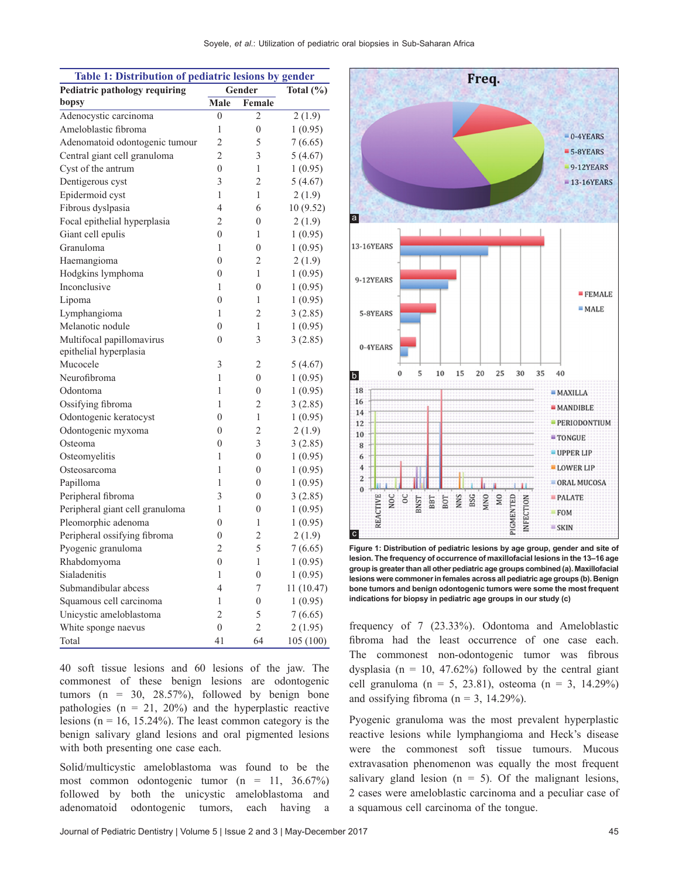**Table 1: Distribution of pediatric lesions by gender**

| Pediatric pathology requiring bopsy | Gender | | Total (%) |
|---|---|---|---|
| | Male | Female | |
| Adenocystic carcinoma | 0 | 2 | 2 (1.9) |
| Ameloblastic fibroma | 1 | 0 | 1 (0.95) |
| Adenomatoid odontogenic tumour | 2 | 5 | 7 (6.65) |
| Central giant cell granuloma | 2 | 3 | 5 (4.67) |
| Cyst of the antrum | 0 | 1 | 1 (0.95) |
| Dentigerous cyst | 3 | 2 | 5 (4.67) |
| Epidermoid cyst | 1 | 1 | 2 (1.9) |
| Fibrous dyslpasia | 4 | 6 | 10 (9.52) |
| Focal epithelial hyperplasia | 2 | 0 | 2 (1.9) |
| Giant cell epulis | 0 | 1 | 1 (0.95) |
| Granuloma | 1 | 0 | 1 (0.95) |
| Haemangioma | 0 | 2 | 2 (1.9) |
| Hodgkins lymphoma | 0 | 1 | 1 (0.95) |
| Inconclusive | 1 | 0 | 1 (0.95) |
| Lipoma | 0 | 1 | 1 (0.95) |
| Lymphangioma | 1 | 2 | 3 (2.85) |
| Melanotic nodule | 0 | 1 | 1 (0.95) |
| Multifocal papillomavirus epithelial hyperplasia | 0 | 3 | 3 (2.85) |
| Mucocele | 3 | 2 | 5 (4.67) |
| Neurofibroma | 1 | 0 | 1 (0.95) |
| Odontoma | 1 | 0 | 1 (0.95) |
| Ossifying fibroma | 1 | 2 | 3 (2.85) |
| Odontogenic keratocyst | 0 | 1 | 1 (0.95) |
| Odontogenic myxoma | 0 | 2 | 2 (1.9) |
| Osteoma | 0 | 3 | 3 (2.85) |
| Osteomyelitis | 1 | 0 | 1 (0.95) |
| Osteosarcoma | 1 | 0 | 1 (0.95) |
| Papilloma | 1 | 0 | 1 (0.95) |
| Peripheral fibroma | 3 | 0 | 3 (2.85) |
| Peripheral giant cell granuloma | 1 | 0 | 1 (0.95) |
| Pleomorphic adenoma | 0 | 1 | 1 (0.95) |
| Peripheral ossifying fibroma | 0 | 2 | 2 (1.9) |
| Pyogenic granuloma | 2 | 5 | 7 (6.65) |
| Rhabdomyoma | 0 | 1 | 1 (0.95) |
| Sialadenitis | 1 | 0 | 1 (0.95) |
| Submandibular abscess | 4 | 7 | 11 (10.47) |
| Squamous cell carcinoma | 1 | 0 | 1 (0.95) |
| Unicystic ameloblastoma | 2 | 5 | 7 (6.65) |
| White sponge naevus | 0 | 2 | 2 (1.95) |
| Total | 41 | 64 | 105 (100) |

40 soft tissue lesions and 60 lesions of the jaw. The commonest of these benign lesions are odontogenic tumors (n = 30, 28.57%), followed by benign bone pathologies (n = 21, 20%) and the hyperplastic reactive lesions (n = 16, 15.24%). The least common category is the benign salivary gland lesions and oral pigmented lesions with both presenting one case each.

Solid/multicystic ameloblastoma was found to be the most common odontogenic tumor (n = 11, 36.67%) followed by both the unicystic ameloblastoma and adenomatoid odontogenic tumors, each having a frequency of 7 (23.33%). Odontoma and Ameloblastic fibroma had the least occurrence of one case each. The commonest non-odontogenic tumor was fibrous dysplasia (n = 10, 47.62%) followed by the central giant cell granuloma (n = 5, 23.81), osteoma (n = 3, 14.29%) and ossifying fibroma (n = 3, 14.29%).

Pyogenic granuloma was the most prevalent hyperplastic reactive lesions while lymphangioma and Heck's disease were the commonest soft tissue tumours. Mucous extravasation phenomenon was equally the most frequent salivary gland lesion (n = 5). Of the malignant lesions, 2 cases were ameloblastic carcinoma and a peculiar case of a squamous cell carcinoma of the tongue.

**Figure 1: Distribution of pediatric lesions by age group, gender and site of lesion. The frequency of occurrence of maxillofacial lesions in the 13–16 age group is greater than all other pediatric age groups combined (a). Maxillofacial lesions were commoner in females across all pediatric age groups (b). Benign bone tumors and benign odontogenic tumors were some the most frequent indications for biopsy in pediatric age groups in our study (c)**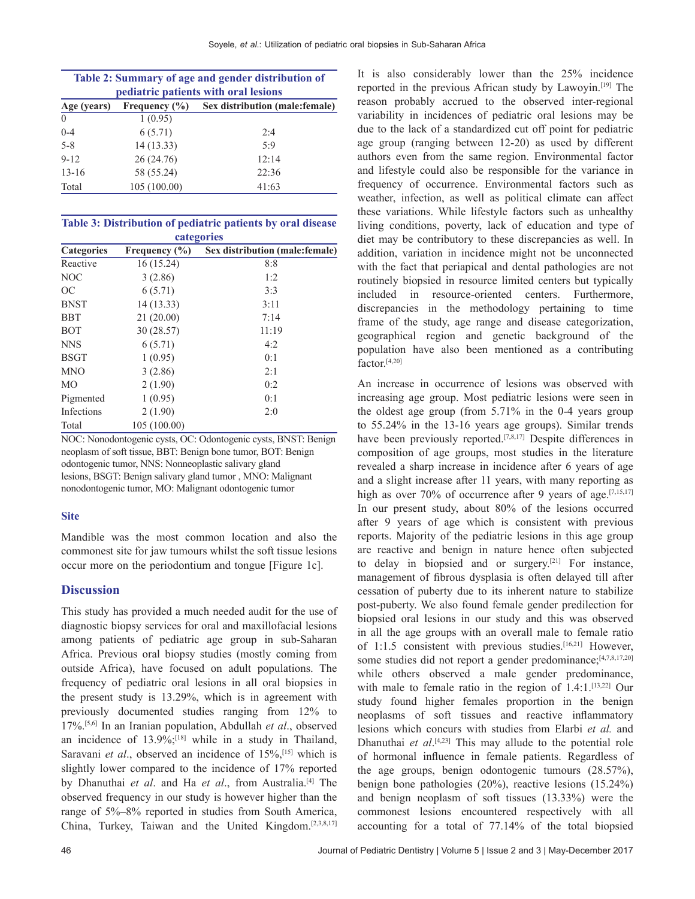**Table 2: Summary of age and gender distribution of pediatric patients with oral lesions**

| Age (years) | Frequency (%) | Sex distribution (male:female) |
|---|---|---|
| 0 | 1 (0.95) | |
| 0-4 | 6 (5.71) | 2:4 |
| 5-8 | 14 (13.33) | 5:9 |
| 9-12 | 26 (24.76) | 12:14 |
| 13-16 | 58 (55.24) | 22:36 |
| Total | 105 (100.00) | 41:63 |

**Table 3: Distribution of pediatric patients by oral disease categories**

| Categories | Frequency (%) | Sex distribution (male:female) |
|---|---|---|
| Reactive | 16 (15.24) | 8:8 |
| NOC | 3 (2.86) | 1:2 |
| OC | 6 (5.71) | 3:3 |
| BNST | 14 (13.33) | 3:11 |
| BBT | 21 (20.00) | 7:14 |
| BOT | 30 (28.57) | 11:19 |
| NNS | 6 (5.71) | 4:2 |
| BSGT | 1 (0.95) | 0:1 |
| MNO | 3 (2.86) | 2:1 |
| MO | 2 (1.90) | 0:2 |
| Pigmented | 1 (0.95) | 0:1 |
| Infections | 2 (1.90) | 2:0 |
| Total | 105 (100.00) | |

NOC: Nonodontogenic cysts, OC: Odontogenic cysts, BNST: Benign neoplasm of soft tissue, BBT: Benign bone tumor, BOT: Benign odontogenic tumor, NNS: Nonneoplastic salivary gland lesions, BSGT: Benign salivary gland tumor , MNO: Malignant nonodontogenic tumor, MO: Malignant odontogenic tumor

### Site

Mandible was the most common location and also the commonest site for jaw tumours whilst the soft tissue lesions occur more on the periodontium and tongue [Figure 1c].

## Discussion

This study has provided a much needed audit for the use of diagnostic biopsy services for oral and maxillofacial lesions among patients of pediatric age group in sub-Saharan Africa. Previous oral biopsy studies (mostly coming from outside Africa), have focused on adult populations. The frequency of pediatric oral lesions in all oral biopsies in the present study is 13.29%, which is in agreement with previously documented studies ranging from 12% to 17%.[5,6] In an Iranian population, Abdullah *et al*., observed an incidence of 13.9%;[18] while in a study in Thailand, Saravani *et al*., observed an incidence of 15%,[15] which is slightly lower compared to the incidence of 17% reported by Dhanuthai *et al*. and Ha *et al*., from Australia.[4] The observed frequency in our study is however higher than the range of 5%–8% reported in studies from South America, China, Turkey, Taiwan and the United Kingdom.[2,3,8,17] It is also considerably lower than the 25% incidence reported in the previous African study by Lawoyin.[19] The reason probably accrued to the observed inter-regional variability in incidences of pediatric oral lesions may be due to the lack of a standardized cut off point for pediatric age group (ranging between 12-20) as used by different authors even from the same region. Environmental factor and lifestyle could also be responsible for the variance in frequency of occurrence. Environmental factors such as weather, infection, as well as political climate can affect these variations. While lifestyle factors such as unhealthy living conditions, poverty, lack of education and type of diet may be contributory to these discrepancies as well. In addition, variation in incidence might not be unconnected with the fact that periapical and dental pathologies are not routinely biopsied in resource limited centers but typically included in resource-oriented centers. Furthermore, discrepancies in the methodology pertaining to time frame of the study, age range and disease categorization, geographical region and genetic background of the population have also been mentioned as a contributing factor.[4,20]

An increase in occurrence of lesions was observed with increasing age group. Most pediatric lesions were seen in the oldest age group (from 5.71% in the 0-4 years group to 55.24% in the 13-16 years age groups). Similar trends have been previously reported.[7,8,17] Despite differences in composition of age groups, most studies in the literature revealed a sharp increase in incidence after 6 years of age and a slight increase after 11 years, with many reporting as high as over 70% of occurrence after 9 years of age.[7,15,17] In our present study, about 80% of the lesions occurred after 9 years of age which is consistent with previous reports. Majority of the pediatric lesions in this age group are reactive and benign in nature hence often subjected to delay in biopsied and or surgery.[21] For instance, management of fibrous dysplasia is often delayed till after cessation of puberty due to its inherent nature to stabilize post-puberty. We also found female gender predilection for biopsied oral lesions in our study and this was observed in all the age groups with an overall male to female ratio of 1:1.5 consistent with previous studies.[16,21] However, some studies did not report a gender predominance;[4,7,8,17,20] while others observed a male gender predominance, with male to female ratio in the region of 1.4:1.[13,22] Our study found higher females proportion in the benign neoplasms of soft tissues and reactive inflammatory lesions which concurs with studies from Elarbi *et al.* and Dhanuthai *et al*.[4,23] This may allude to the potential role of hormonal influence in female patients. Regardless of the age groups, benign odontogenic tumours (28.57%), benign bone pathologies (20%), reactive lesions (15.24%) and benign neoplasm of soft tissues (13.33%) were the commonest lesions encountered respectively with all accounting for a total of 77.14% of the total biopsied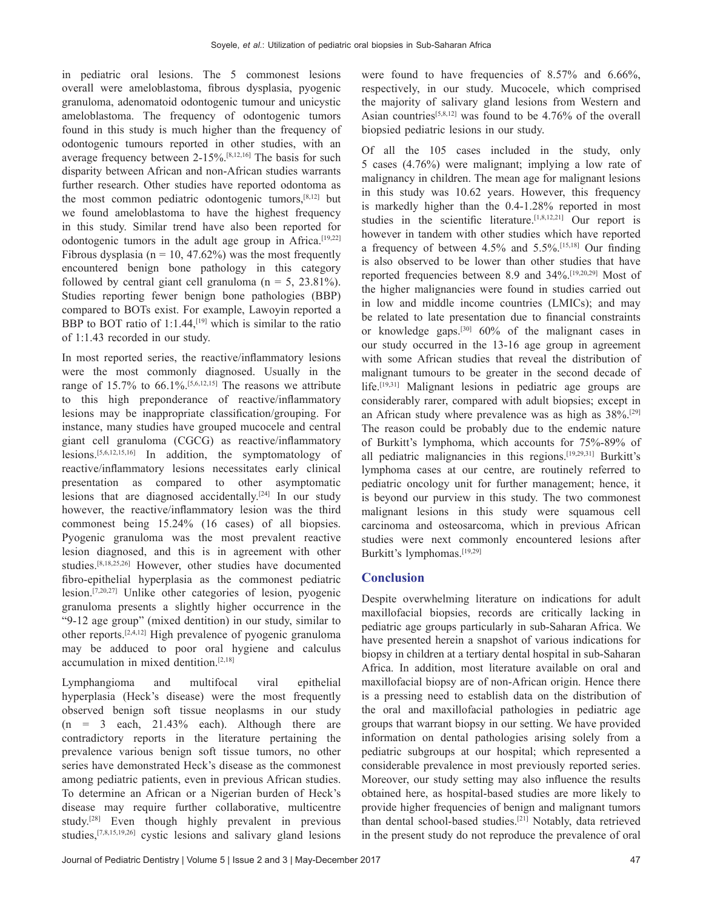in pediatric oral lesions. The 5 commonest lesions overall were ameloblastoma, fibrous dysplasia, pyogenic granuloma, adenomatoid odontogenic tumour and unicystic ameloblastoma. The frequency of odontogenic tumors found in this study is much higher than the frequency of odontogenic tumours reported in other studies, with an average frequency between 2-15%.[8,12,16] The basis for such disparity between African and non-African studies warrants further research. Other studies have reported odontoma as the most common pediatric odontogenic tumors,[8,12] but we found ameloblastoma to have the highest frequency in this study. Similar trend have also been reported for odontogenic tumors in the adult age group in Africa.[19,22] Fibrous dysplasia (n = 10, 47.62%) was the most frequently encountered benign bone pathology in this category followed by central giant cell granuloma (n = 5, 23.81%). Studies reporting fewer benign bone pathologies (BBP) compared to BOTs exist. For example, Lawoyin reported a BBP to BOT ratio of 1:1.44,[19] which is similar to the ratio of 1:1.43 recorded in our study.

In most reported series, the reactive/inflammatory lesions were the most commonly diagnosed. Usually in the range of 15.7% to 66.1%.[5,6,12,15] The reasons we attribute to this high preponderance of reactive/inflammatory lesions may be inappropriate classification/grouping. For instance, many studies have grouped mucocele and central giant cell granuloma (CGCG) as reactive/inflammatory lesions.[5,6,12,15,16] In addition, the symptomatology of reactive/inflammatory lesions necessitates early clinical presentation as compared to other asymptomatic lesions that are diagnosed accidentally.[24] In our study however, the reactive/inflammatory lesion was the third commonest being 15.24% (16 cases) of all biopsies. Pyogenic granuloma was the most prevalent reactive lesion diagnosed, and this is in agreement with other studies.[8,18,25,26] However, other studies have documented fibro-epithelial hyperplasia as the commonest pediatric lesion.[7,20,27] Unlike other categories of lesion, pyogenic granuloma presents a slightly higher occurrence in the "9-12 age group" (mixed dentition) in our study, similar to other reports.[2,4,12] High prevalence of pyogenic granuloma may be adduced to poor oral hygiene and calculus accumulation in mixed dentition.[2,18]

Lymphangioma and multifocal viral epithelial hyperplasia (Heck's disease) were the most frequently observed benign soft tissue neoplasms in our study (n = 3 each, 21.43% each). Although there are contradictory reports in the literature pertaining the prevalence various benign soft tissue tumors, no other series have demonstrated Heck's disease as the commonest among pediatric patients, even in previous African studies. To determine an African or a Nigerian burden of Heck's disease may require further collaborative, multicentre study.[28] Even though highly prevalent in previous studies,[7,8,15,19,26] cystic lesions and salivary gland lesions were found to have frequencies of 8.57% and 6.66%, respectively, in our study. Mucocele, which comprised the majority of salivary gland lesions from Western and Asian countries[5,8,12] was found to be 4.76% of the overall biopsied pediatric lesions in our study.

Of all the 105 cases included in the study, only 5 cases (4.76%) were malignant; implying a low rate of malignancy in children. The mean age for malignant lesions in this study was 10.62 years. However, this frequency is markedly higher than the 0.4-1.28% reported in most studies in the scientific literature.[1,8,12,21] Our report is however in tandem with other studies which have reported a frequency of between 4.5% and 5.5%.[15,18] Our finding is also observed to be lower than other studies that have reported frequencies between 8.9 and 34%.[19,20,29] Most of the higher malignancies were found in studies carried out in low and middle income countries (LMICs); and may be related to late presentation due to financial constraints or knowledge gaps.[30] 60% of the malignant cases in our study occurred in the 13-16 age group in agreement with some African studies that reveal the distribution of malignant tumours to be greater in the second decade of life.[19,31] Malignant lesions in pediatric age groups are considerably rarer, compared with adult biopsies; except in an African study where prevalence was as high as 38%.[29] The reason could be probably due to the endemic nature of Burkitt's lymphoma, which accounts for 75%-89% of all pediatric malignancies in this regions.[19,29,31] Burkitt's lymphoma cases at our centre, are routinely referred to pediatric oncology unit for further management; hence, it is beyond our purview in this study. The two commonest malignant lesions in this study were squamous cell carcinoma and osteosarcoma, which in previous African studies were next commonly encountered lesions after Burkitt's lymphomas.[19,29]

## Conclusion

Despite overwhelming literature on indications for adult maxillofacial biopsies, records are critically lacking in pediatric age groups particularly in sub-Saharan Africa. We have presented herein a snapshot of various indications for biopsy in children at a tertiary dental hospital in sub-Saharan Africa. In addition, most literature available on oral and maxillofacial biopsy are of non-African origin. Hence there is a pressing need to establish data on the distribution of the oral and maxillofacial pathologies in pediatric age groups that warrant biopsy in our setting. We have provided information on dental pathologies arising solely from a pediatric subgroups at our hospital; which represented a considerable prevalence in most previously reported series. Moreover, our study setting may also influence the results obtained here, as hospital-based studies are more likely to provide higher frequencies of benign and malignant tumors than dental school-based studies.[21] Notably, data retrieved in the present study do not reproduce the prevalence of oral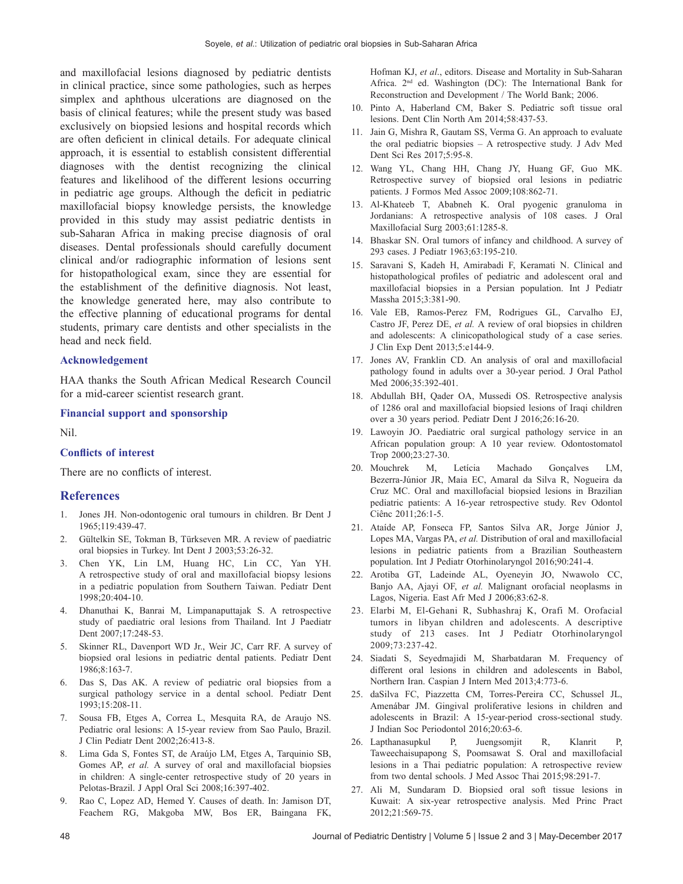and maxillofacial lesions diagnosed by pediatric dentists in clinical practice, since some pathologies, such as herpes simplex and aphthous ulcerations are diagnosed on the basis of clinical features; while the present study was based exclusively on biopsied lesions and hospital records which are often deficient in clinical details. For adequate clinical approach, it is essential to establish consistent differential diagnoses with the dentist recognizing the clinical features and likelihood of the different lesions occurring in pediatric age groups. Although the deficit in pediatric maxillofacial biopsy knowledge persists, the knowledge provided in this study may assist pediatric dentists in sub-Saharan Africa in making precise diagnosis of oral diseases. Dental professionals should carefully document clinical and/or radiographic information of lesions sent for histopathological exam, since they are essential for the establishment of the definitive diagnosis. Not least, the knowledge generated here, may also contribute to the effective planning of educational programs for dental students, primary care dentists and other specialists in the head and neck field.

### Acknowledgement

HAA thanks the South African Medical Research Council for a mid-career scientist research grant.

### Financial support and sponsorship

Nil.

### Conflicts of interest

There are no conflicts of interest.

## References

1. Jones JH. Non-odontogenic oral tumours in children. Br Dent J 1965;119:439-47.
2. Gültelkin SE, Tokman B, Türkseven MR. A review of paediatric oral biopsies in Turkey. Int Dent J 2003;53:26-32.
3. Chen YK, Lin LM, Huang HC, Lin CC, Yan YH. A retrospective study of oral and maxillofacial biopsy lesions in a pediatric population from Southern Taiwan. Pediatr Dent 1998;20:404-10.
4. Dhanuthai K, Banrai M, Limpanaputtajak S. A retrospective study of paediatric oral lesions from Thailand. Int J Paediatr Dent 2007;17:248-53.
5. Skinner RL, Davenport WD Jr., Weir JC, Carr RF. A survey of biopsied oral lesions in pediatric dental patients. Pediatr Dent 1986;8:163-7.
6. Das S, Das AK. A review of pediatric oral biopsies from a surgical pathology service in a dental school. Pediatr Dent 1993;15:208-11.
7. Sousa FB, Etges A, Correa L, Mesquita RA, de Araujo NS. Pediatric oral lesions: A 15-year review from Sao Paulo, Brazil. J Clin Pediatr Dent 2002;26:413-8.
8. Lima Gda S, Fontes ST, de Araújo LM, Etges A, Tarquinio SB, Gomes AP, *et al.* A survey of oral and maxillofacial biopsies in children: A single-center retrospective study of 20 years in Pelotas-Brazil. J Appl Oral Sci 2008;16:397-402.
9. Rao C, Lopez AD, Hemed Y. Causes of death. In: Jamison DT, Feachem RG, Makgoba MW, Bos ER, Baingana FK, Hofman KJ, *et al*., editors. Disease and Mortality in Sub-Saharan Africa. 2nd ed. Washington (DC): The International Bank for Reconstruction and Development / The World Bank; 2006.
10. Pinto A, Haberland CM, Baker S. Pediatric soft tissue oral lesions. Dent Clin North Am 2014;58:437-53.
11. Jain G, Mishra R, Gautam SS, Verma G. An approach to evaluate the oral pediatric biopsies – A retrospective study. J Adv Med Dent Sci Res 2017;5:95-8.
12. Wang YL, Chang HH, Chang JY, Huang GF, Guo MK. Retrospective survey of biopsied oral lesions in pediatric patients. J Formos Med Assoc 2009;108:862-71.
13. Al-Khateeb T, Ababneh K. Oral pyogenic granuloma in Jordanians: A retrospective analysis of 108 cases. J Oral Maxillofacial Surg 2003;61:1285-8.
14. Bhaskar SN. Oral tumors of infancy and childhood. A survey of 293 cases. J Pediatr 1963;63:195-210.
15. Saravani S, Kadeh H, Amirabadi F, Keramati N. Clinical and histopathological profiles of pediatric and adolescent oral and maxillofacial biopsies in a Persian population. Int J Pediatr Massha 2015;3:381-90.
16. Vale EB, Ramos-Perez FM, Rodrigues GL, Carvalho EJ, Castro JF, Perez DE, *et al.* A review of oral biopsies in children and adolescents: A clinicopathological study of a case series. J Clin Exp Dent 2013;5:e144-9.
17. Jones AV, Franklin CD. An analysis of oral and maxillofacial pathology found in adults over a 30-year period. J Oral Pathol Med 2006;35:392-401.
18. Abdullah BH, Qader OA, Mussedi OS. Retrospective analysis of 1286 oral and maxillofacial biopsied lesions of Iraqi children over a 30 years period. Pediatr Dent J 2016;26:16-20.
19. Lawoyin JO. Paediatric oral surgical pathology service in an African population group: A 10 year review. Odontostomatol Trop 2000;23:27-30.
20. Mouchrek M, Letícia Machado Gonçalves LM, Bezerra-Júnior JR, Maia EC, Amaral da Silva R, Nogueira da Cruz MC. Oral and maxillofacial biopsied lesions in Brazilian pediatric patients: A 16-year retrospective study. Rev Odontol Ciênc 2011;26:1-5.
21. Ataíde AP, Fonseca FP, Santos Silva AR, Jorge Júnior J, Lopes MA, Vargas PA, *et al.* Distribution of oral and maxillofacial lesions in pediatric patients from a Brazilian Southeastern population. Int J Pediatr Otorhinolaryngol 2016;90:241-4.
22. Arotiba GT, Ladeinde AL, Oyeneyin JO, Nwawolo CC, Banjo AA, Ajayi OF, *et al.* Malignant orofacial neoplasms in Lagos, Nigeria. East Afr Med J 2006;83:62-8.
23. Elarbi M, El-Gehani R, Subhashraj K, Orafi M. Orofacial tumors in libyan children and adolescents. A descriptive study of 213 cases. Int J Pediatr Otorhinolaryngol 2009;73:237-42.
24. Siadati S, Seyedmajidi M, Sharbatdaran M. Frequency of different oral lesions in children and adolescents in Babol, Northern Iran. Caspian J Intern Med 2013;4:773-6.
25. daSilva FC, Piazzetta CM, Torres-Pereira CC, Schussel JL, Amenábar JM. Gingival proliferative lesions in children and adolescents in Brazil: A 15-year-period cross-sectional study. J Indian Soc Periodontol 2016;20:63-6.
26. Lapthanasupkul P, Juengsomjit R, Klanrit P, Taweechaisupapong S, Poomsawat S. Oral and maxillofacial lesions in a Thai pediatric population: A retrospective review from two dental schools. J Med Assoc Thai 2015;98:291-7.
27. Ali M, Sundaram D. Biopsied oral soft tissue lesions in Kuwait: A six-year retrospective analysis. Med Princ Pract 2012;21:569-75.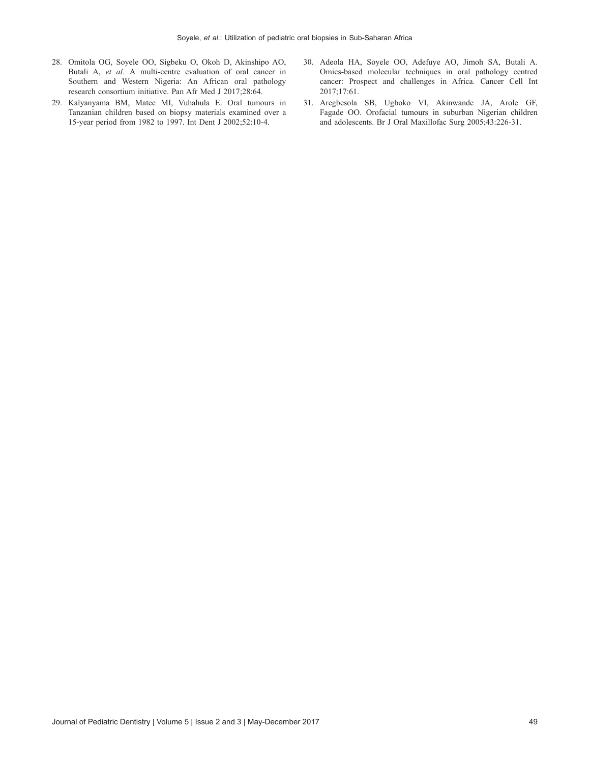28. Omitola OG, Soyele OO, Sigbeku O, Okoh D, Akinshipo AO, Butali A, *et al.* A multi-centre evaluation of oral cancer in Southern and Western Nigeria: An African oral pathology research consortium initiative. Pan Afr Med J 2017;28:64.
29. Kalyanyama BM, Matee MI, Vuhahula E. Oral tumours in Tanzanian children based on biopsy materials examined over a 15-year period from 1982 to 1997. Int Dent J 2002;52:10-4.
30. Adeola HA, Soyele OO, Adefuye AO, Jimoh SA, Butali A. Omics-based molecular techniques in oral pathology centred cancer: Prospect and challenges in Africa. Cancer Cell Int 2017;17:61.
31. Aregbesola SB, Ugboko VI, Akinwande JA, Arole GF, Fagade OO. Orofacial tumours in suburban Nigerian children and adolescents. Br J Oral Maxillofac Surg 2005;43:226-31.